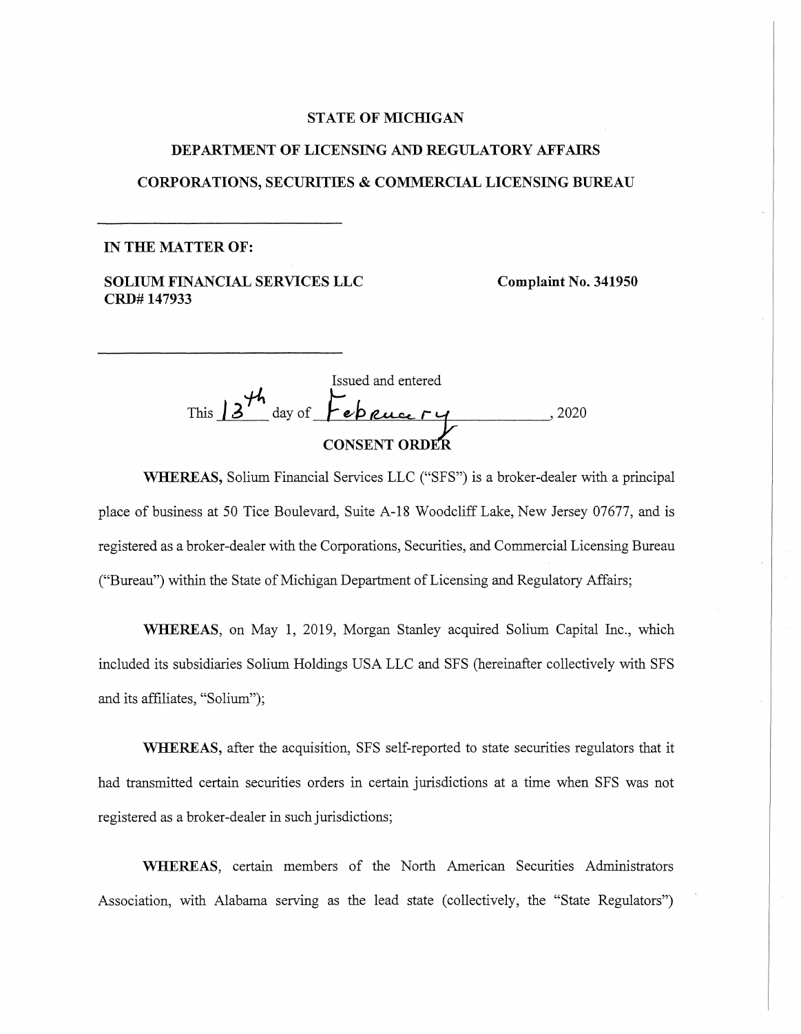**STATE OF MICHIGAN**

**DEPARTMENT OF LICENSING AND REGULATORY AFFAIRS**

**CORPORATIONS, SECURITIES & COMMERCIAL LICENSING BUREAU**

---

**IN THE MATTER OF:**

**SOLIUM FINANCIAL SERVICES LLC** **Complaint No. 341950**
**CRD# 147933**

---

Issued and entered
This 13th day of February, 2020

**CONSENT ORDER**

**WHEREAS,** Solium Financial Services LLC ("SFS") is a broker-dealer with a principal place of business at 50 Tice Boulevard, Suite A-18 Woodcliff Lake, New Jersey 07677, and is registered as a broker-dealer with the Corporations, Securities, and Commercial Licensing Bureau ("Bureau") within the State of Michigan Department of Licensing and Regulatory Affairs;

**WHEREAS**, on May 1, 2019, Morgan Stanley acquired Solium Capital Inc., which included its subsidiaries Solium Holdings USA LLC and SFS (hereinafter collectively with SFS and its affiliates, "Solium");

**WHEREAS,** after the acquisition, SFS self-reported to state securities regulators that it had transmitted certain securities orders in certain jurisdictions at a time when SFS was not registered as a broker-dealer in such jurisdictions;

**WHEREAS,** certain members of the North American Securities Administrators Association, with Alabama serving as the lead state (collectively, the "State Regulators")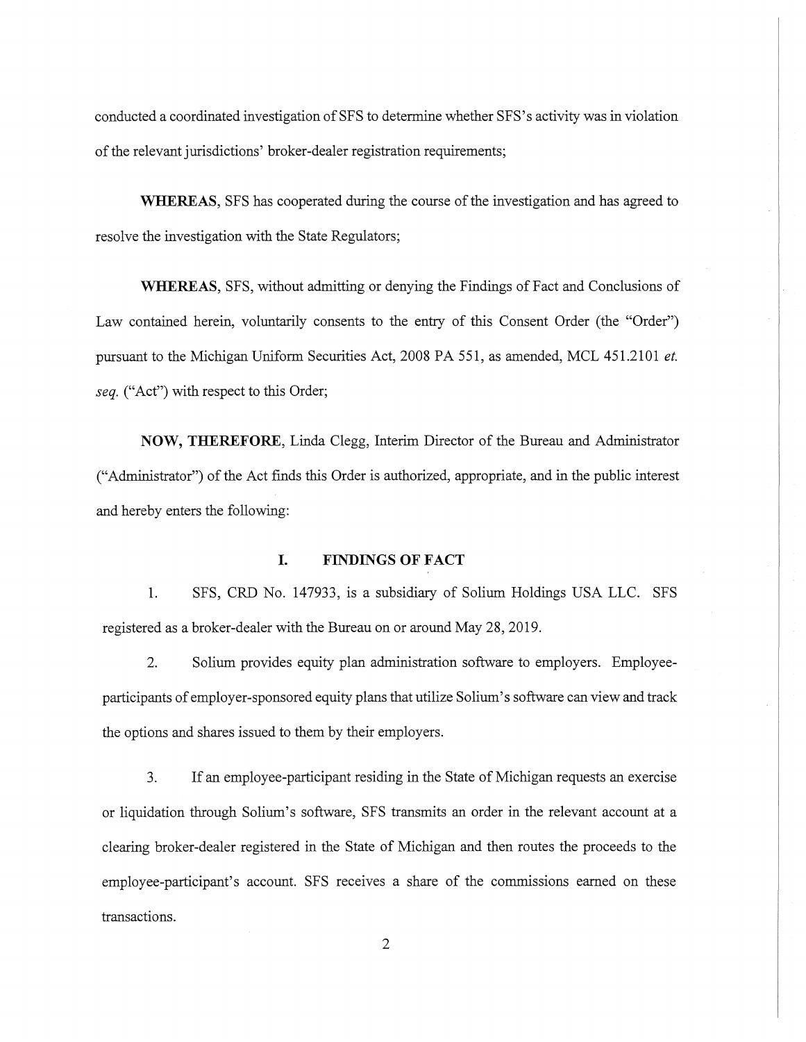conducted a coordinated investigation of SFS to determine whether SFS's activity was in violation of the relevant jurisdictions' broker-dealer registration requirements;

**WHEREAS**, SFS has cooperated during the course of the investigation and has agreed to resolve the investigation with the State Regulators;

**WHEREAS**, SFS, without admitting or denying the Findings of Fact and Conclusions of Law contained herein, voluntarily consents to the entry of this Consent Order (the "Order") pursuant to the Michigan Uniform Securities Act, 2008 PA 551, as amended, MCL 451.2101 *et. seq.* ("Act") with respect to this Order;

**NOW, THEREFORE**, Linda Clegg, Interim Director of the Bureau and Administrator ("Administrator") of the Act finds this Order is authorized, appropriate, and in the public interest and hereby enters the following:

## I. FINDINGS OF FACT

1. SFS, CRD No. 147933, is a subsidiary of Solium Holdings USA LLC. SFS registered as a broker-dealer with the Bureau on or around May 28, 2019.

2. Solium provides equity plan administration software to employers. Employee-participants of employer-sponsored equity plans that utilize Solium's software can view and track the options and shares issued to them by their employers.

3. If an employee-participant residing in the State of Michigan requests an exercise or liquidation through Solium's software, SFS transmits an order in the relevant account at a clearing broker-dealer registered in the State of Michigan and then routes the proceeds to the employee-participant's account. SFS receives a share of the commissions earned on these transactions.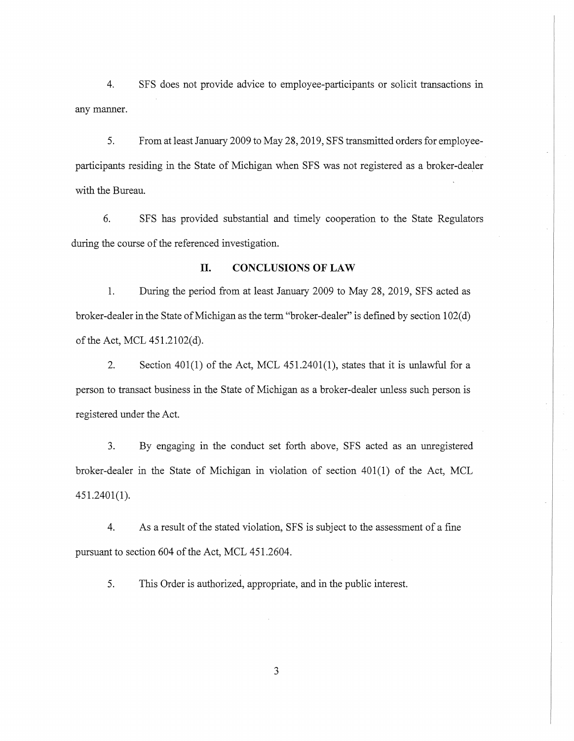4. SFS does not provide advice to employee-participants or solicit transactions in any manner.

5. From at least January 2009 to May 28, 2019, SFS transmitted orders for employee-participants residing in the State of Michigan when SFS was not registered as a broker-dealer with the Bureau.

6. SFS has provided substantial and timely cooperation to the State Regulators during the course of the referenced investigation.

## II. CONCLUSIONS OF LAW

1. During the period from at least January 2009 to May 28, 2019, SFS acted as broker-dealer in the State of Michigan as the term "broker-dealer" is defined by section 102(d) of the Act, MCL 451.2102(d).

2. Section 401(1) of the Act, MCL 451.2401(1), states that it is unlawful for a person to transact business in the State of Michigan as a broker-dealer unless such person is registered under the Act.

3. By engaging in the conduct set forth above, SFS acted as an unregistered broker-dealer in the State of Michigan in violation of section 401(1) of the Act, MCL 451.2401(1).

4. As a result of the stated violation, SFS is subject to the assessment of a fine pursuant to section 604 of the Act, MCL 451.2604.

5. This Order is authorized, appropriate, and in the public interest.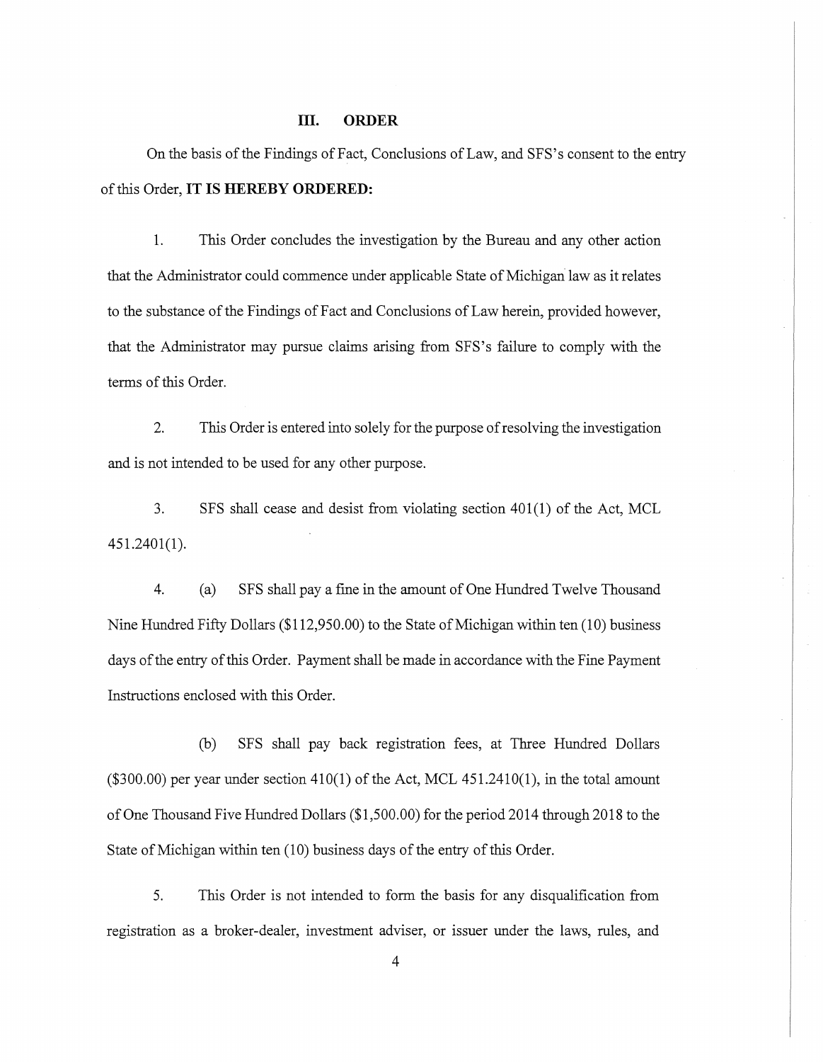## III. ORDER

On the basis of the Findings of Fact, Conclusions of Law, and SFS's consent to the entry of this Order, **IT IS HEREBY ORDERED:**

1. This Order concludes the investigation by the Bureau and any other action that the Administrator could commence under applicable State of Michigan law as it relates to the substance of the Findings of Fact and Conclusions of Law herein, provided however, that the Administrator may pursue claims arising from SFS's failure to comply with the terms of this Order.

2. This Order is entered into solely for the purpose of resolving the investigation and is not intended to be used for any other purpose.

3. SFS shall cease and desist from violating section 401(1) of the Act, MCL 451.2401(1).

4. (a) SFS shall pay a fine in the amount of One Hundred Twelve Thousand Nine Hundred Fifty Dollars ($112,950.00) to the State of Michigan within ten (10) business days of the entry of this Order. Payment shall be made in accordance with the Fine Payment Instructions enclosed with this Order.

   (b) SFS shall pay back registration fees, at Three Hundred Dollars ($300.00) per year under section 410(1) of the Act, MCL 451.2410(1), in the total amount of One Thousand Five Hundred Dollars ($1,500.00) for the period 2014 through 2018 to the State of Michigan within ten (10) business days of the entry of this Order.

5. This Order is not intended to form the basis for any disqualification from registration as a broker-dealer, investment adviser, or issuer under the laws, rules, and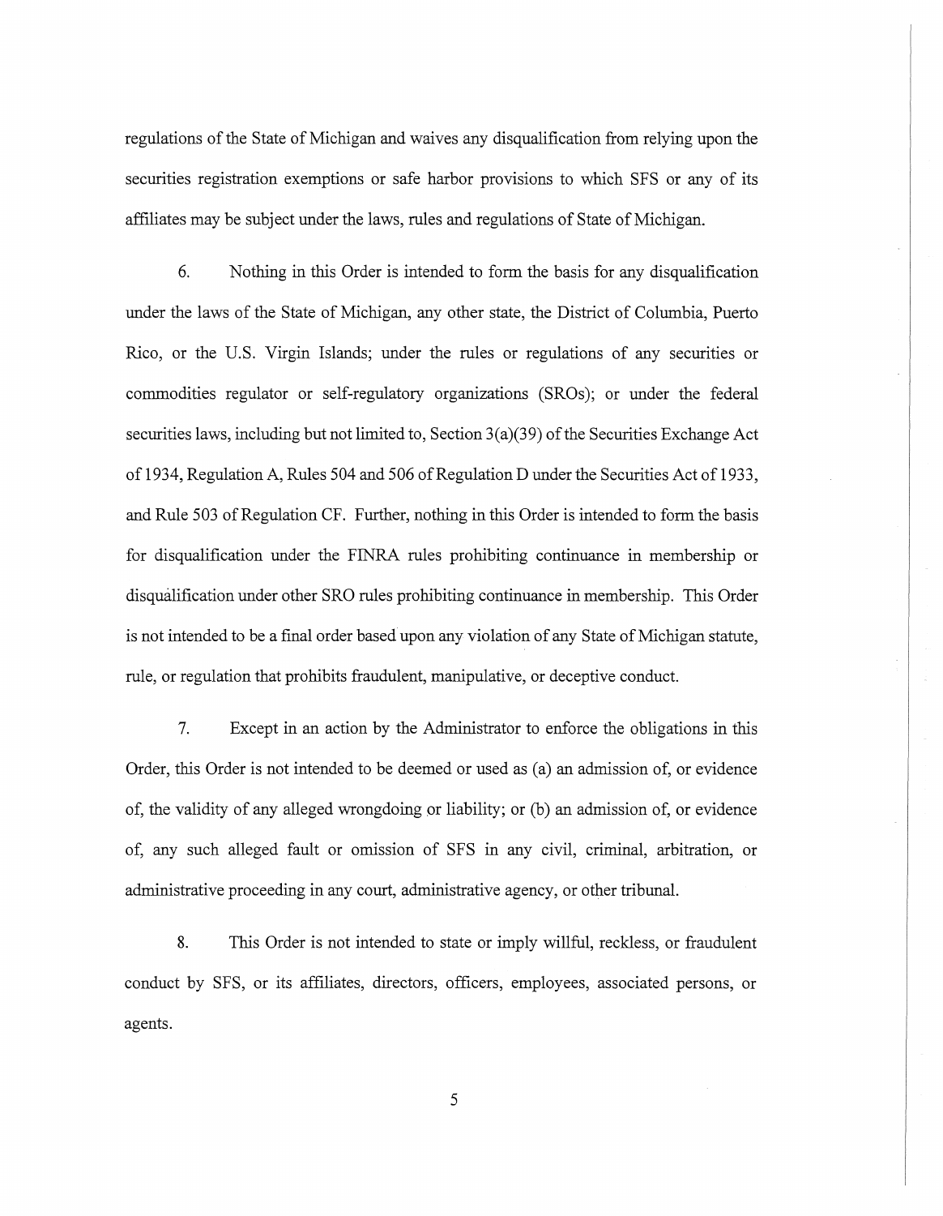regulations of the State of Michigan and waives any disqualification from relying upon the securities registration exemptions or safe harbor provisions to which SFS or any of its affiliates may be subject under the laws, rules and regulations of State of Michigan.

6. Nothing in this Order is intended to form the basis for any disqualification under the laws of the State of Michigan, any other state, the District of Columbia, Puerto Rico, or the U.S. Virgin Islands; under the rules or regulations of any securities or commodities regulator or self-regulatory organizations (SROs); or under the federal securities laws, including but not limited to, Section 3(a)(39) of the Securities Exchange Act of 1934, Regulation A, Rules 504 and 506 of Regulation D under the Securities Act of 1933, and Rule 503 of Regulation CF. Further, nothing in this Order is intended to form the basis for disqualification under the FINRA rules prohibiting continuance in membership or disqualification under other SRO rules prohibiting continuance in membership. This Order is not intended to be a final order based upon any violation of any State of Michigan statute, rule, or regulation that prohibits fraudulent, manipulative, or deceptive conduct.

7. Except in an action by the Administrator to enforce the obligations in this Order, this Order is not intended to be deemed or used as (a) an admission of, or evidence of, the validity of any alleged wrongdoing or liability; or (b) an admission of, or evidence of, any such alleged fault or omission of SFS in any civil, criminal, arbitration, or administrative proceeding in any court, administrative agency, or other tribunal.

8. This Order is not intended to state or imply willful, reckless, or fraudulent conduct by SFS, or its affiliates, directors, officers, employees, associated persons, or agents.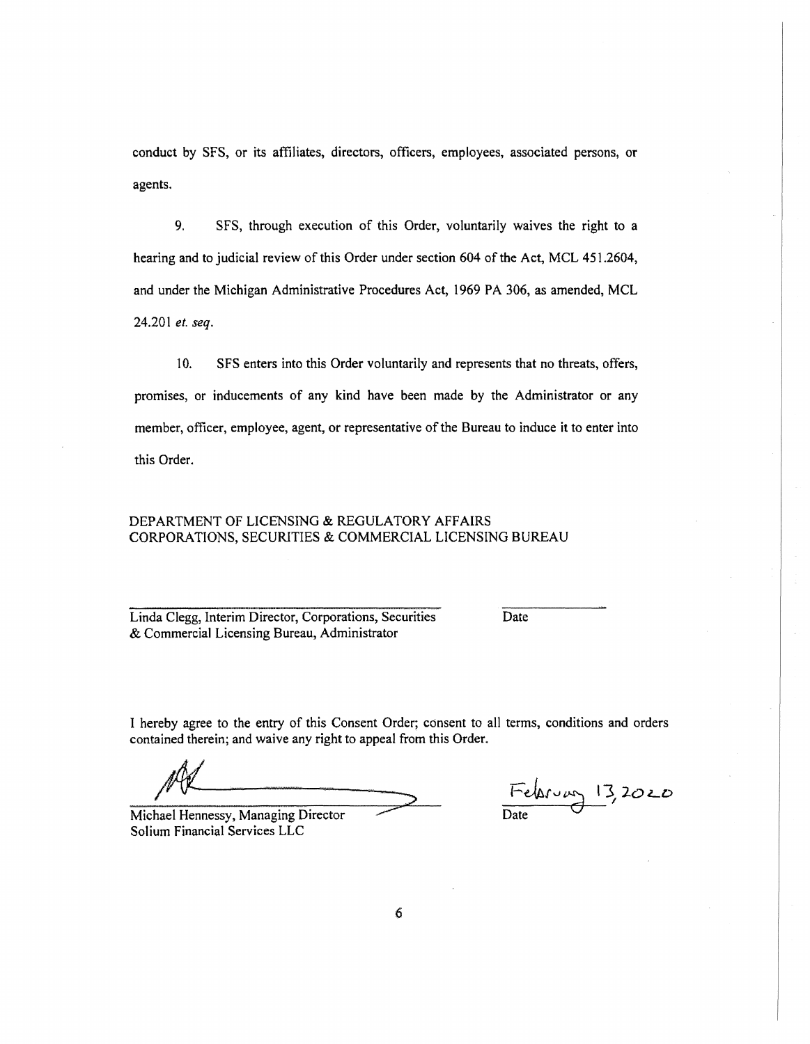conduct by SFS, or its affiliates, directors, officers, employees, associated persons, or agents.

9. SFS, through execution of this Order, voluntarily waives the right to a hearing and to judicial review of this Order under section 604 of the Act, MCL 451.2604, and under the Michigan Administrative Procedures Act, 1969 PA 306, as amended, MCL 24.201 *et. seq*.

10. SFS enters into this Order voluntarily and represents that no threats, offers, promises, or inducements of any kind have been made by the Administrator or any member, officer, employee, agent, or representative of the Bureau to induce it to enter into this Order.

DEPARTMENT OF LICENSING & REGULATORY AFFAIRS
CORPORATIONS, SECURITIES & COMMERCIAL LICENSING BUREAU

\_\_\_\_\_\_\_\_\_\_\_\_\_\_\_\_\_\_\_\_\_\_\_\_\_\_\_\_\_\_\_\_\_\_\_\_\_\_\_\_ \_\_\_\_\_\_\_\_\_\_\_\_\_\_
Linda Clegg, Interim Director, Corporations, Securities & Commercial Licensing Bureau, Administrator — Date

I hereby agree to the entry of this Consent Order; consent to all terms, conditions and orders contained therein; and waive any right to appeal from this Order.

\_\_\_\_\_\_\_\_\_\_\_\_\_\_\_\_\_\_\_\_\_\_\_\_\_\_\_\_\_\_\_\_\_\_\_\_\_\_\_\_ February 13, 2020
Michael Hennessy, Managing Director — Date
Solium Financial Services LLC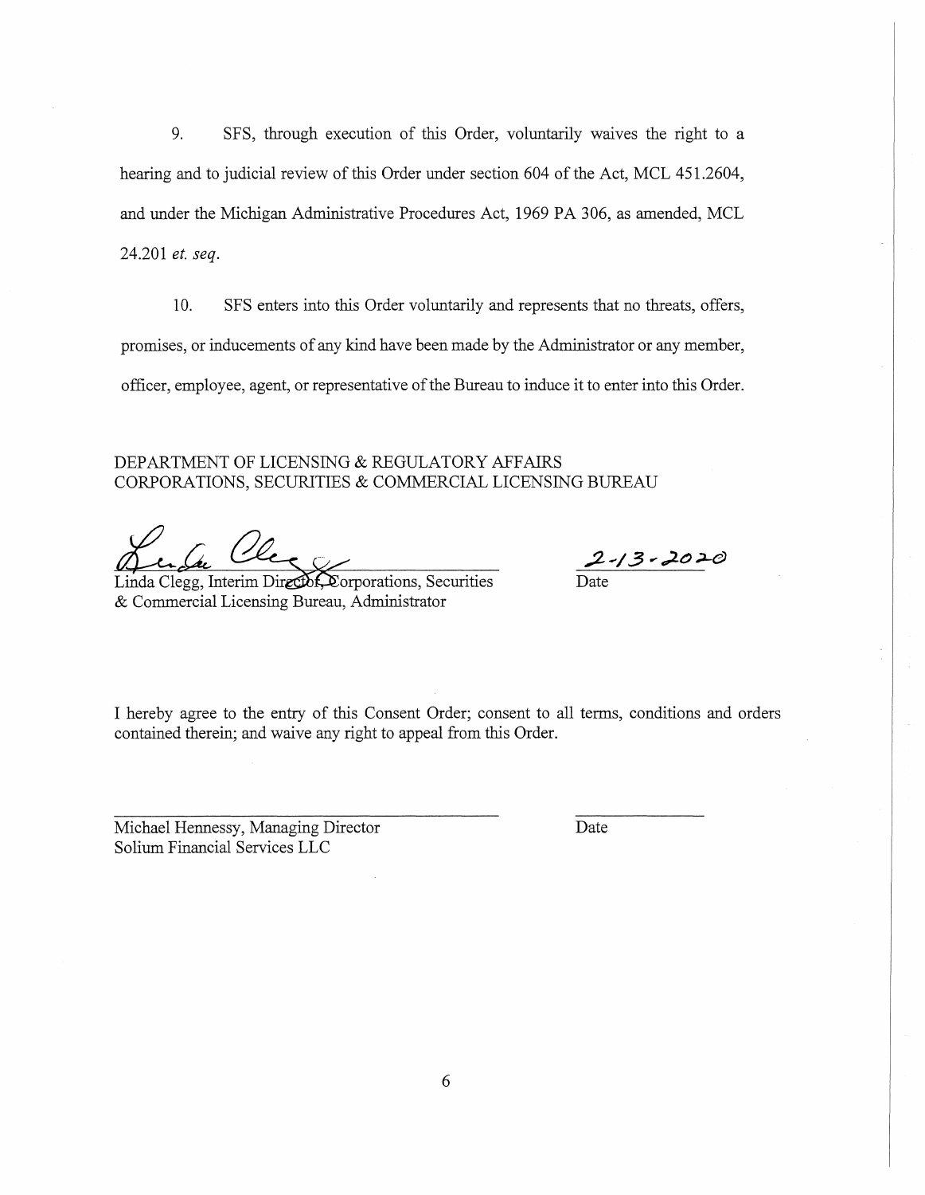9. SFS, through execution of this Order, voluntarily waives the right to a hearing and to judicial review of this Order under section 604 of the Act, MCL 451.2604, and under the Michigan Administrative Procedures Act, 1969 PA 306, as amended, MCL 24.201 *et. seq*.

10. SFS enters into this Order voluntarily and represents that no threats, offers, promises, or inducements of any kind have been made by the Administrator or any member, officer, employee, agent, or representative of the Bureau to induce it to enter into this Order.

DEPARTMENT OF LICENSING & REGULATORY AFFAIRS
CORPORATIONS, SECURITIES & COMMERCIAL LICENSING BUREAU

Linda Clegg, Interim Director, Corporations, Securities & Commercial Licensing Bureau, Administrator

2-13-2020
Date

I hereby agree to the entry of this Consent Order; consent to all terms, conditions and orders contained therein; and waive any right to appeal from this Order.

Michael Hennessy, Managing Director
Solium Financial Services LLC

Date